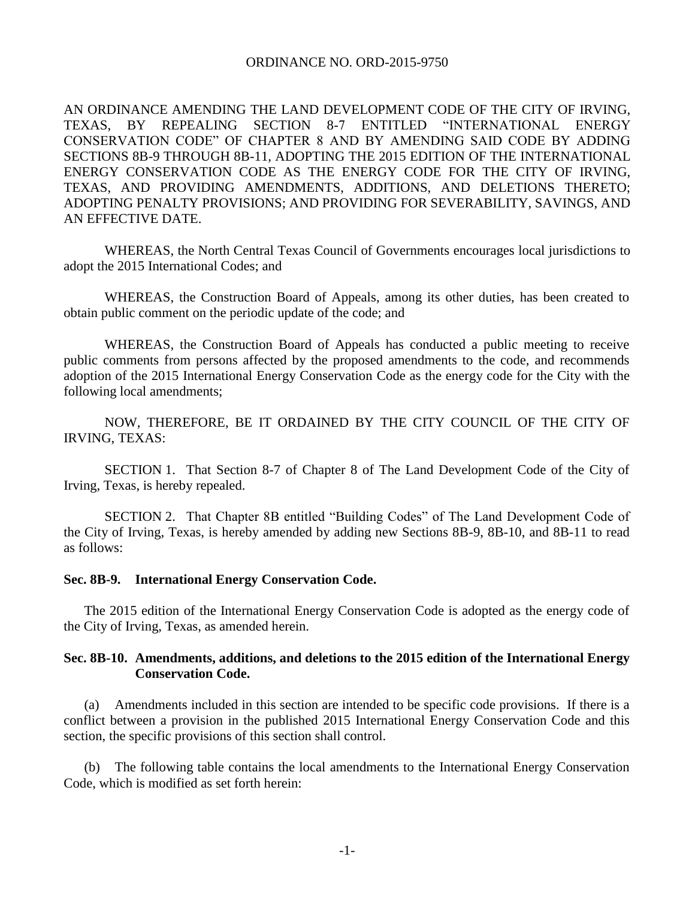ORDINANCE NO. ORD-2015-9750

AN ORDINANCE AMENDING THE LAND DEVELOPMENT CODE OF THE CITY OF IRVING, TEXAS, BY REPEALING SECTION 8-7 ENTITLED "INTERNATIONAL ENERGY CONSERVATION CODE" OF CHAPTER 8 AND BY AMENDING SAID CODE BY ADDING SECTIONS 8B-9 THROUGH 8B-11, ADOPTING THE 2015 EDITION OF THE INTERNATIONAL ENERGY CONSERVATION CODE AS THE ENERGY CODE FOR THE CITY OF IRVING, TEXAS, AND PROVIDING AMENDMENTS, ADDITIONS, AND DELETIONS THERETO; ADOPTING PENALTY PROVISIONS; AND PROVIDING FOR SEVERABILITY, SAVINGS, AND AN EFFECTIVE DATE.

WHEREAS, the North Central Texas Council of Governments encourages local jurisdictions to adopt the 2015 International Codes; and

WHEREAS, the Construction Board of Appeals, among its other duties, has been created to obtain public comment on the periodic update of the code; and

WHEREAS, the Construction Board of Appeals has conducted a public meeting to receive public comments from persons affected by the proposed amendments to the code, and recommends adoption of the 2015 International Energy Conservation Code as the energy code for the City with the following local amendments;

NOW, THEREFORE, BE IT ORDAINED BY THE CITY COUNCIL OF THE CITY OF IRVING, TEXAS:

SECTION 1. That Section 8-7 of Chapter 8 of The Land Development Code of the City of Irving, Texas, is hereby repealed.

SECTION 2. That Chapter 8B entitled "Building Codes" of The Land Development Code of the City of Irving, Texas, is hereby amended by adding new Sections 8B-9, 8B-10, and 8B-11 to read as follows:

**Sec. 8B-9. International Energy Conservation Code.**

The 2015 edition of the International Energy Conservation Code is adopted as the energy code of the City of Irving, Texas, as amended herein.

**Sec. 8B-10. Amendments, additions, and deletions to the 2015 edition of the International Energy Conservation Code.**

(a) Amendments included in this section are intended to be specific code provisions. If there is a conflict between a provision in the published 2015 International Energy Conservation Code and this section, the specific provisions of this section shall control.

(b) The following table contains the local amendments to the International Energy Conservation Code, which is modified as set forth herein: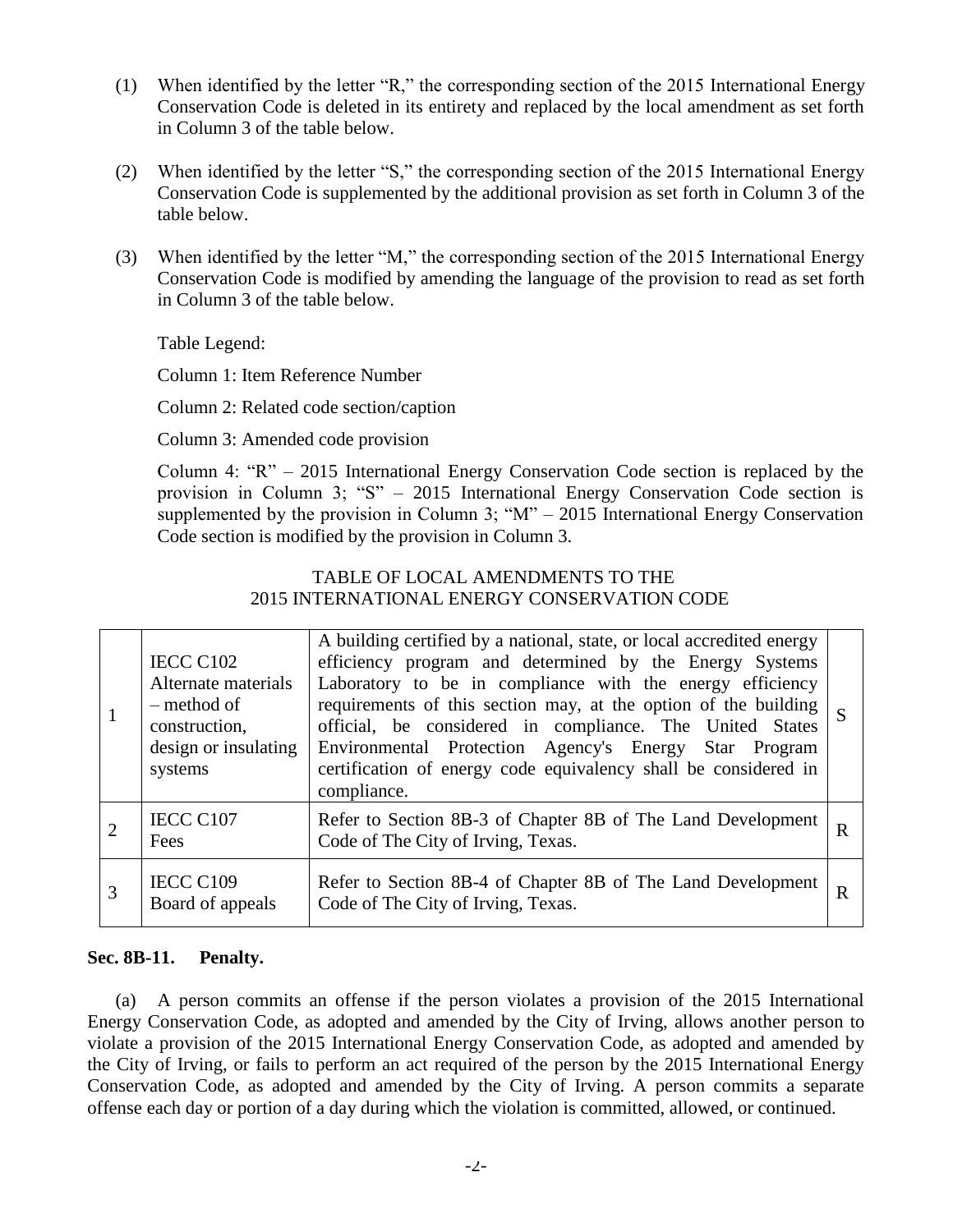(1) When identified by the letter "R," the corresponding section of the 2015 International Energy Conservation Code is deleted in its entirety and replaced by the local amendment as set forth in Column 3 of the table below.

(2) When identified by the letter "S," the corresponding section of the 2015 International Energy Conservation Code is supplemented by the additional provision as set forth in Column 3 of the table below.

(3) When identified by the letter "M," the corresponding section of the 2015 International Energy Conservation Code is modified by amending the language of the provision to read as set forth in Column 3 of the table below.

Table Legend:

Column 1: Item Reference Number

Column 2: Related code section/caption

Column 3: Amended code provision

Column 4: "R" – 2015 International Energy Conservation Code section is replaced by the provision in Column 3; "S" – 2015 International Energy Conservation Code section is supplemented by the provision in Column 3; "M" – 2015 International Energy Conservation Code section is modified by the provision in Column 3.

TABLE OF LOCAL AMENDMENTS TO THE
2015 INTERNATIONAL ENERGY CONSERVATION CODE

| | | | |
|---|---|---|---|
| 1 | IECC C102 Alternate materials – method of construction, design or insulating systems | A building certified by a national, state, or local accredited energy efficiency program and determined by the Energy Systems Laboratory to be in compliance with the energy efficiency requirements of this section may, at the option of the building official, be considered in compliance. The United States Environmental Protection Agency's Energy Star Program certification of energy code equivalency shall be considered in compliance. | S |
| 2 | IECC C107 Fees | Refer to Section 8B-3 of Chapter 8B of The Land Development Code of The City of Irving, Texas. | R |
| 3 | IECC C109 Board of appeals | Refer to Section 8B-4 of Chapter 8B of The Land Development Code of The City of Irving, Texas. | R |

**Sec. 8B-11. Penalty.**

(a) A person commits an offense if the person violates a provision of the 2015 International Energy Conservation Code, as adopted and amended by the City of Irving, allows another person to violate a provision of the 2015 International Energy Conservation Code, as adopted and amended by the City of Irving, or fails to perform an act required of the person by the 2015 International Energy Conservation Code, as adopted and amended by the City of Irving. A person commits a separate offense each day or portion of a day during which the violation is committed, allowed, or continued.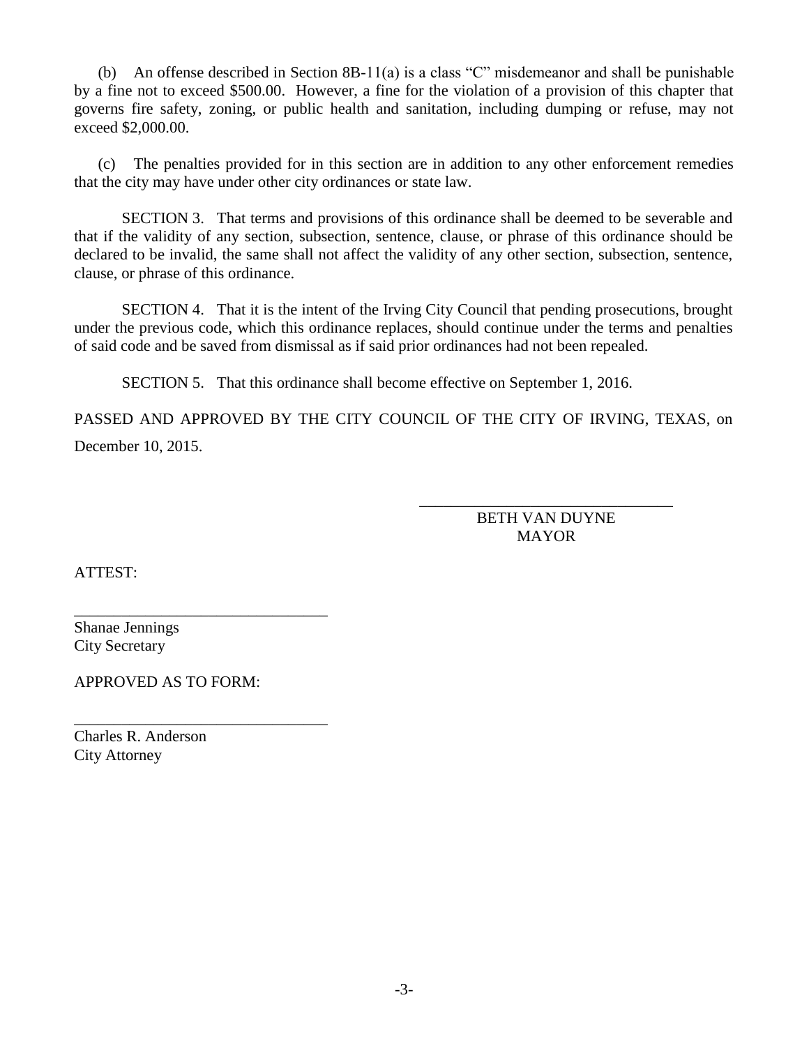(b) An offense described in Section 8B-11(a) is a class "C" misdemeanor and shall be punishable by a fine not to exceed $500.00. However, a fine for the violation of a provision of this chapter that governs fire safety, zoning, or public health and sanitation, including dumping or refuse, may not exceed $2,000.00.

(c) The penalties provided for in this section are in addition to any other enforcement remedies that the city may have under other city ordinances or state law.

SECTION 3. That terms and provisions of this ordinance shall be deemed to be severable and that if the validity of any section, subsection, sentence, clause, or phrase of this ordinance should be declared to be invalid, the same shall not affect the validity of any other section, subsection, sentence, clause, or phrase of this ordinance.

SECTION 4. That it is the intent of the Irving City Council that pending prosecutions, brought under the previous code, which this ordinance replaces, should continue under the terms and penalties of said code and be saved from dismissal as if said prior ordinances had not been repealed.

SECTION 5. That this ordinance shall become effective on September 1, 2016.

PASSED AND APPROVED BY THE CITY COUNCIL OF THE CITY OF IRVING, TEXAS, on December 10, 2015.

\_\_\_\_\_\_\_\_\_\_\_\_\_\_\_\_\_\_\_\_\_\_\_\_\_\_\_\_\_\_\_\_
BETH VAN DUYNE
MAYOR

ATTEST:

\_\_\_\_\_\_\_\_\_\_\_\_\_\_\_\_\_\_\_\_\_\_\_\_\_\_\_\_\_\_\_\_
Shanae Jennings
City Secretary

APPROVED AS TO FORM:

\_\_\_\_\_\_\_\_\_\_\_\_\_\_\_\_\_\_\_\_\_\_\_\_\_\_\_\_\_\_\_\_
Charles R. Anderson
City Attorney